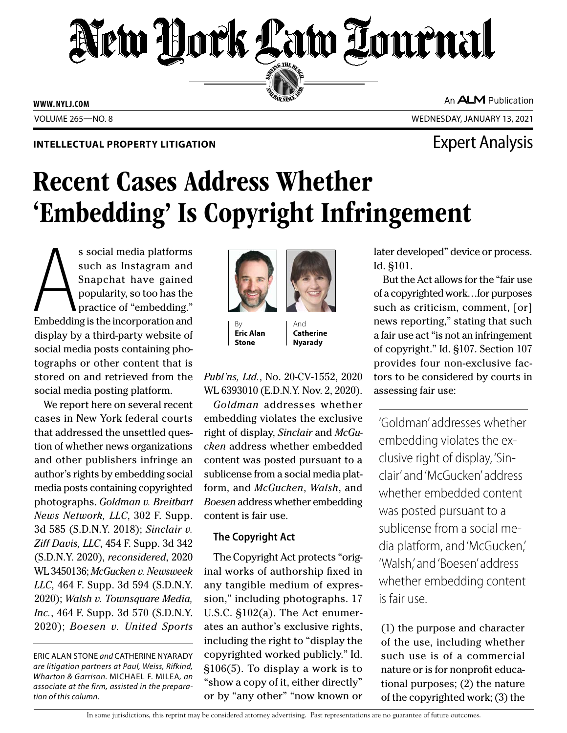**INTELLECTUAL PROPERTY LITIGATION**

Expert Analysis

# Recent Cases Address Whether 'Embedding' Is Copyright Infringement

By **Eric Alan Stone** And **Catherine Nyarady**

As social media platforms such as Instagram and Snapchat have gained popularity, so too has the practice of "embedding." Embedding is the incorporation and display by a third-party website of social media posts containing photographs or other content that is stored on and retrieved from the social media posting platform.

We report here on several recent cases in New York federal courts that addressed the unsettled question of whether news organizations and other publishers infringe an author's rights by embedding social media posts containing copyrighted photographs. *Goldman v. Breitbart News Network, LLC*, 302 F. Supp. 3d 585 (S.D.N.Y. 2018); *Sinclair v. Ziff Davis, LLC*, 454 F. Supp. 3d 342 (S.D.N.Y. 2020), *reconsidered*, 2020 WL 3450136; *McGucken v. Newsweek LLC*, 464 F. Supp. 3d 594 (S.D.N.Y. 2020); *Walsh v. Townsquare Media, Inc.*, 464 F. Supp. 3d 570 (S.D.N.Y. 2020); *Boesen v. United Sports Publ'ns, Ltd.*, No. 20-CV-1552, 2020 WL 6393010 (E.D.N.Y. Nov. 2, 2020).

*Goldman* addresses whether embedding violates the exclusive right of display, *Sinclair* and *McGucken* address whether embedded content was posted pursuant to a sublicense from a social media platform, and *McGucken*, *Walsh*, and *Boesen* address whether embedding content is fair use.

## The Copyright Act

The Copyright Act protects "original works of authorship fixed in any tangible medium of expression," including photographs. 17 U.S.C. §102(a). The Act enumerates an author's exclusive rights, including the right to "display the copyrighted worked publicly." Id. §106(5). To display a work is to "show a copy of it, either directly" or by "any other" "now known or later developed" device or process. Id. §101.

But the Act allows for the "fair use of a copyrighted work…for purposes such as criticism, comment, [or] news reporting," stating that such a fair use act "is not an infringement of copyright." Id. §107. Section 107 provides four non-exclusive factors to be considered by courts in assessing fair use:

> 'Goldman' addresses whether embedding violates the exclusive right of display, 'Sinclair' and 'McGucken' address whether embedded content was posted pursuant to a sublicense from a social media platform, and 'McGucken,' 'Walsh,' and 'Boesen' address whether embedding content is fair use.

(1) the purpose and character of the use, including whether such use is of a commercial nature or is for nonprofit educational purposes; (2) the nature of the copyrighted work; (3) the

---

ERIC ALAN STONE *and* CATHERINE NYARADY *are litigation partners at Paul, Weiss, Rifkind, Wharton & Garrison.* MICHAEL F. MILEA*, an associate at the firm, assisted in the preparation of this column.*

In some jurisdictions, this reprint may be considered attorney advertising. Past representations are no guarantee of future outcomes.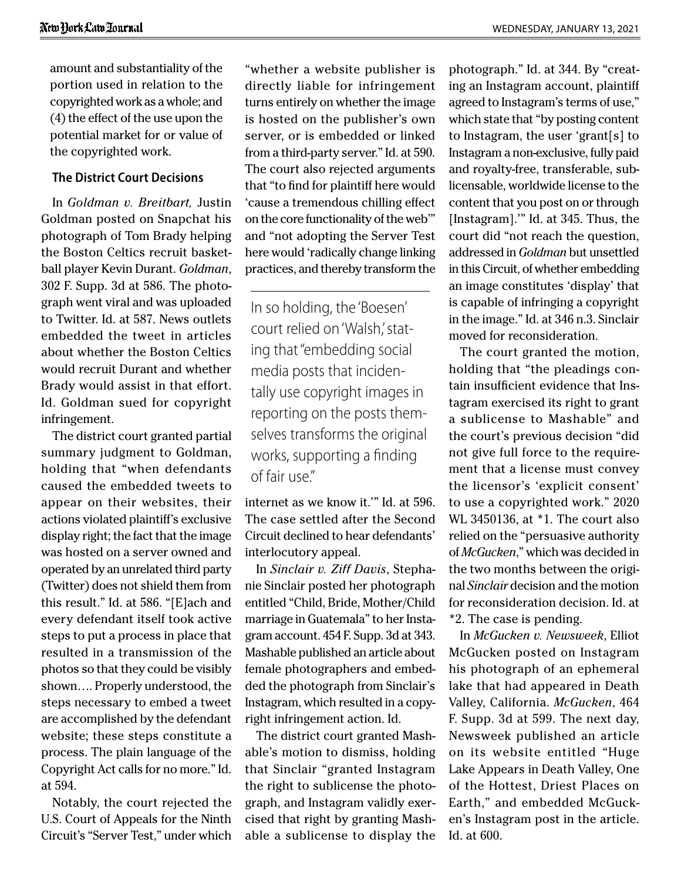amount and substantiality of the portion used in relation to the copyrighted work as a whole; and (4) the effect of the use upon the potential market for or value of the copyrighted work.

### The District Court Decisions

In *Goldman v. Breitbart,* Justin Goldman posted on Snapchat his photograph of Tom Brady helping the Boston Celtics recruit basketball player Kevin Durant. *Goldman*, 302 F. Supp. 3d at 586. The photograph went viral and was uploaded to Twitter. Id. at 587. News outlets embedded the tweet in articles about whether the Boston Celtics would recruit Durant and whether Brady would assist in that effort. Id. Goldman sued for copyright infringement.

The district court granted partial summary judgment to Goldman, holding that "when defendants caused the embedded tweets to appear on their websites, their actions violated plaintiff's exclusive display right; the fact that the image was hosted on a server owned and operated by an unrelated third party (Twitter) does not shield them from this result." Id. at 586. "[E]ach and every defendant itself took active steps to put a process in place that resulted in a transmission of the photos so that they could be visibly shown…. Properly understood, the steps necessary to embed a tweet are accomplished by the defendant website; these steps constitute a process. The plain language of the Copyright Act calls for no more." Id. at 594.

Notably, the court rejected the U.S. Court of Appeals for the Ninth Circuit's "Server Test," under which "whether a website publisher is directly liable for infringement turns entirely on whether the image is hosted on the publisher's own server, or is embedded or linked from a third-party server." Id. at 590. The court also rejected arguments that "to find for plaintiff here would 'cause a tremendous chilling effect on the core functionality of the web'" and "not adopting the Server Test here would 'radically change linking practices, and thereby transform the internet as we know it.'" Id. at 596. The case settled after the Second Circuit declined to hear defendants' interlocutory appeal.

> In so holding, the 'Boesen' court relied on 'Walsh,' stating that "embedding social media posts that incidentally use copyright images in reporting on the posts themselves transforms the original works, supporting a finding of fair use."

In *Sinclair v. Ziff Davis*, Stephanie Sinclair posted her photograph entitled "Child, Bride, Mother/Child marriage in Guatemala" to her Instagram account. 454 F. Supp. 3d at 343. Mashable published an article about female photographers and embedded the photograph from Sinclair's Instagram, which resulted in a copyright infringement action. Id.

The district court granted Mashable's motion to dismiss, holding that Sinclair "granted Instagram the right to sublicense the photograph, and Instagram validly exercised that right by granting Mashable a sublicense to display the photograph." Id. at 344. By "creating an Instagram account, plaintiff agreed to Instagram's terms of use," which state that "by posting content to Instagram, the user 'grant[s] to Instagram a non-exclusive, fully paid and royalty-free, transferable, sublicensable, worldwide license to the content that you post on or through [Instagram].'" Id. at 345. Thus, the court did "not reach the question, addressed in *Goldman* but unsettled in this Circuit, of whether embedding an image constitutes 'display' that is capable of infringing a copyright in the image." Id. at 346 n.3. Sinclair moved for reconsideration.

The court granted the motion, holding that "the pleadings contain insufficient evidence that Instagram exercised its right to grant a sublicense to Mashable" and the court's previous decision "did not give full force to the requirement that a license must convey the licensor's 'explicit consent' to use a copyrighted work." 2020 WL 3450136, at *1. The court also relied on the "persuasive authority of *McGucken*," which was decided in the two months between the original *Sinclair* decision and the motion for reconsideration decision. Id. at *2. The case is pending.

In *McGucken v. Newsweek*, Elliot McGucken posted on Instagram his photograph of an ephemeral lake that had appeared in Death Valley, California. *McGucken*, 464 F. Supp. 3d at 599. The next day, Newsweek published an article on its website entitled "Huge Lake Appears in Death Valley, One of the Hottest, Driest Places on Earth," and embedded McGucken's Instagram post in the article. Id. at 600.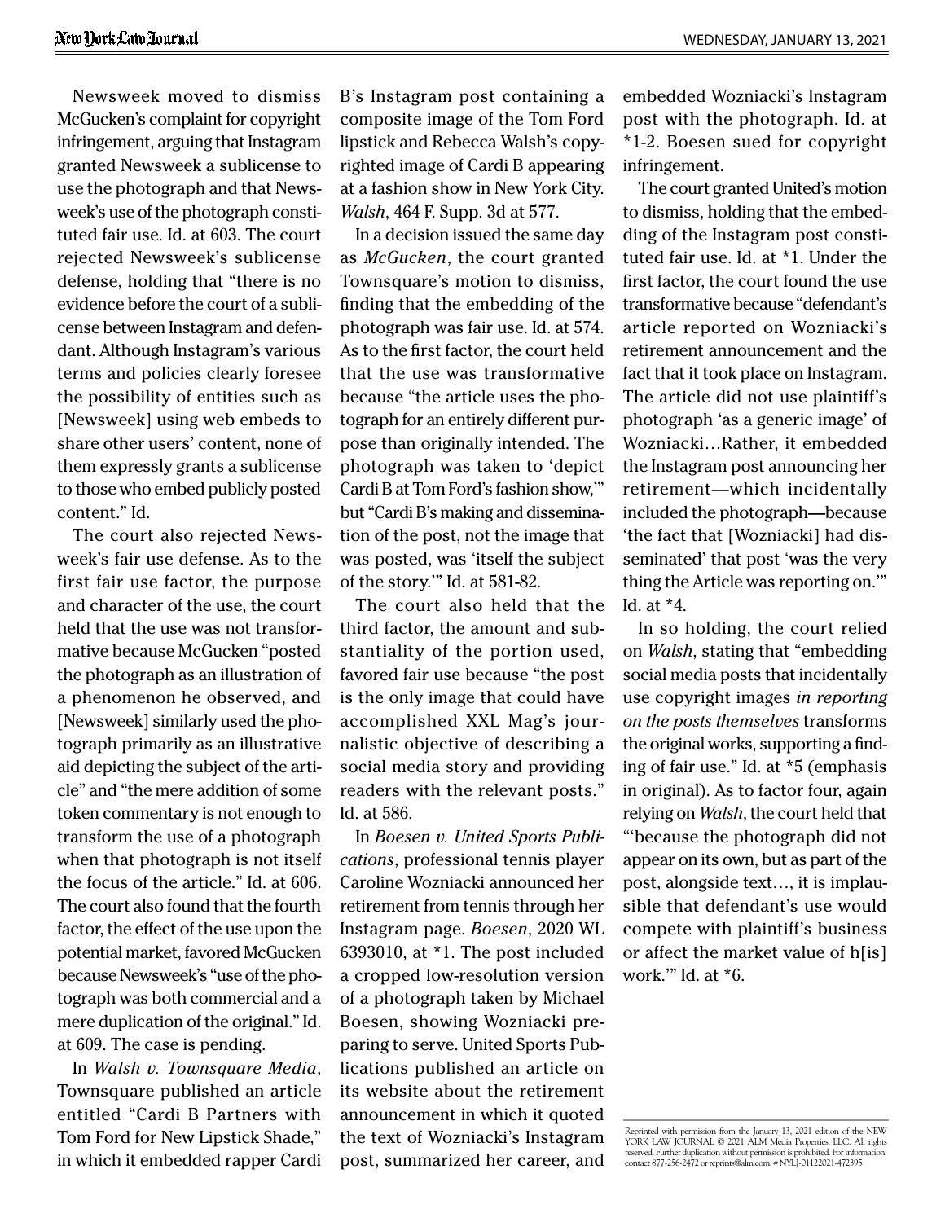Newsweek moved to dismiss McGucken's complaint for copyright infringement, arguing that Instagram granted Newsweek a sublicense to use the photograph and that Newsweek's use of the photograph constituted fair use. Id. at 603. The court rejected Newsweek's sublicense defense, holding that "there is no evidence before the court of a sublicense between Instagram and defendant. Although Instagram's various terms and policies clearly foresee the possibility of entities such as [Newsweek] using web embeds to share other users' content, none of them expressly grants a sublicense to those who embed publicly posted content." Id.

The court also rejected Newsweek's fair use defense. As to the first fair use factor, the purpose and character of the use, the court held that the use was not transformative because McGucken "posted the photograph as an illustration of a phenomenon he observed, and [Newsweek] similarly used the photograph primarily as an illustrative aid depicting the subject of the article" and "the mere addition of some token commentary is not enough to transform the use of a photograph when that photograph is not itself the focus of the article." Id. at 606. The court also found that the fourth factor, the effect of the use upon the potential market, favored McGucken because Newsweek's "use of the photograph was both commercial and a mere duplication of the original." Id. at 609. The case is pending.

In *Walsh v. Townsquare Media*, Townsquare published an article entitled "Cardi B Partners with Tom Ford for New Lipstick Shade," in which it embedded rapper Cardi B's Instagram post containing a composite image of the Tom Ford lipstick and Rebecca Walsh's copyrighted image of Cardi B appearing at a fashion show in New York City. *Walsh*, 464 F. Supp. 3d at 577.

In a decision issued the same day as *McGucken*, the court granted Townsquare's motion to dismiss, finding that the embedding of the photograph was fair use. Id. at 574. As to the first factor, the court held that the use was transformative because "the article uses the photograph for an entirely different purpose than originally intended. The photograph was taken to 'depict Cardi B at Tom Ford's fashion show,'" but "Cardi B's making and dissemination of the post, not the image that was posted, was 'itself the subject of the story.'" Id. at 581-82.

The court also held that the third factor, the amount and substantiality of the portion used, favored fair use because "the post is the only image that could have accomplished XXL Mag's journalistic objective of describing a social media story and providing readers with the relevant posts." Id. at 586.

In *Boesen v. United Sports Publications*, professional tennis player Caroline Wozniacki announced her retirement from tennis through her Instagram page. *Boesen*, 2020 WL 6393010, at *1. The post included a cropped low-resolution version of a photograph taken by Michael Boesen, showing Wozniacki preparing to serve. United Sports Publications published an article on its website about the retirement announcement in which it quoted the text of Wozniacki's Instagram post, summarized her career, and embedded Wozniacki's Instagram post with the photograph. Id. at *1-2. Boesen sued for copyright infringement.

The court granted United's motion to dismiss, holding that the embedding of the Instagram post constituted fair use. Id. at *1. Under the first factor, the court found the use transformative because "defendant's article reported on Wozniacki's retirement announcement and the fact that it took place on Instagram. The article did not use plaintiff's photograph 'as a generic image' of Wozniacki…Rather, it embedded the Instagram post announcing her retirement—which incidentally included the photograph—because 'the fact that [Wozniacki] had disseminated' that post 'was the very thing the Article was reporting on.'" Id. at *4.

In so holding, the court relied on *Walsh*, stating that "embedding social media posts that incidentally use copyright images *in reporting on the posts themselves* transforms the original works, supporting a finding of fair use." Id. at *5 (emphasis in original). As to factor four, again relying on *Walsh*, the court held that "'because the photograph did not appear on its own, but as part of the post, alongside text…, it is implausible that defendant's use would compete with plaintiff's business or affect the market value of h[is] work.'" Id. at *6.

Reprinted with permission from the January 13, 2021 edition of the NEW YORK LAW JOURNAL © 2021 ALM Media Properties, LLC. All rights reserved. Further duplication without permission is prohibited. For information, contact 877-256-2472 or reprints@alm.com. # NYLJ-01122021-472395